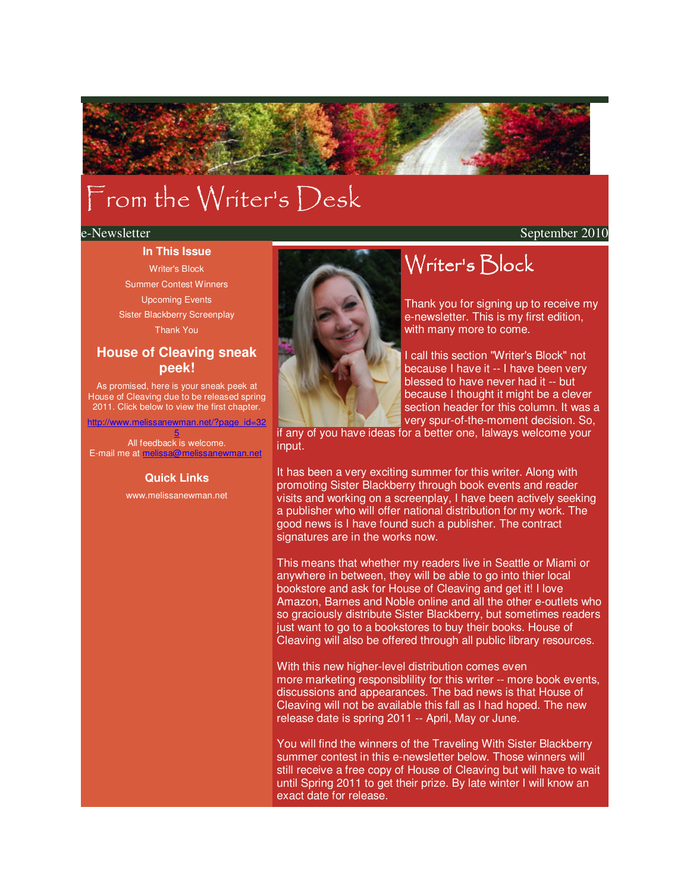# From the Writer's Desk

e-Newsletter September 2010

### In This Issue

Writer's Block
Summer Contest Winners
Upcoming Events
Sister Blackberry Screenplay
Thank You

### House of Cleaving sneak peek!

As promised, here is your sneak peek at House of Cleaving due to be released spring 2011. Click below to view the first chapter.

http://www.melissanewman.net/?page_id=325

All feedback is welcome.
E-mail me at melissa@melissanewman.net

### Quick Links

www.melissanewman.net

## Writer's Block

Thank you for signing up to receive my e-newsletter. This is my first edition, with many more to come.

I call this section "Writer's Block" not because I have it -- I have been very blessed to have never had it -- but because I thought it might be a clever section header for this column. It was a very spur-of-the-moment decision. So, if any of you have ideas for a better one, Ialways welcome your input.

It has been a very exciting summer for this writer. Along with promoting Sister Blackberry through book events and reader visits and working on a screenplay, I have been actively seeking a publisher who will offer national distribution for my work. The good news is I have found such a publisher. The contract signatures are in the works now.

This means that whether my readers live in Seattle or Miami or anywhere in between, they will be able to go into thier local bookstore and ask for House of Cleaving and get it! I love Amazon, Barnes and Noble online and all the other e-outlets who so graciously distribute Sister Blackberry, but sometimes readers just want to go to a bookstores to buy their books. House of Cleaving will also be offered through all public library resources.

With this new higher-level distribution comes even more marketing responsiblility for this writer -- more book events, discussions and appearances. The bad news is that House of Cleaving will not be available this fall as I had hoped. The new release date is spring 2011 -- April, May or June.

You will find the winners of the Traveling With Sister Blackberry summer contest in this e-newsletter below. Those winners will still receive a free copy of House of Cleaving but will have to wait until Spring 2011 to get their prize. By late winter I will know an exact date for release.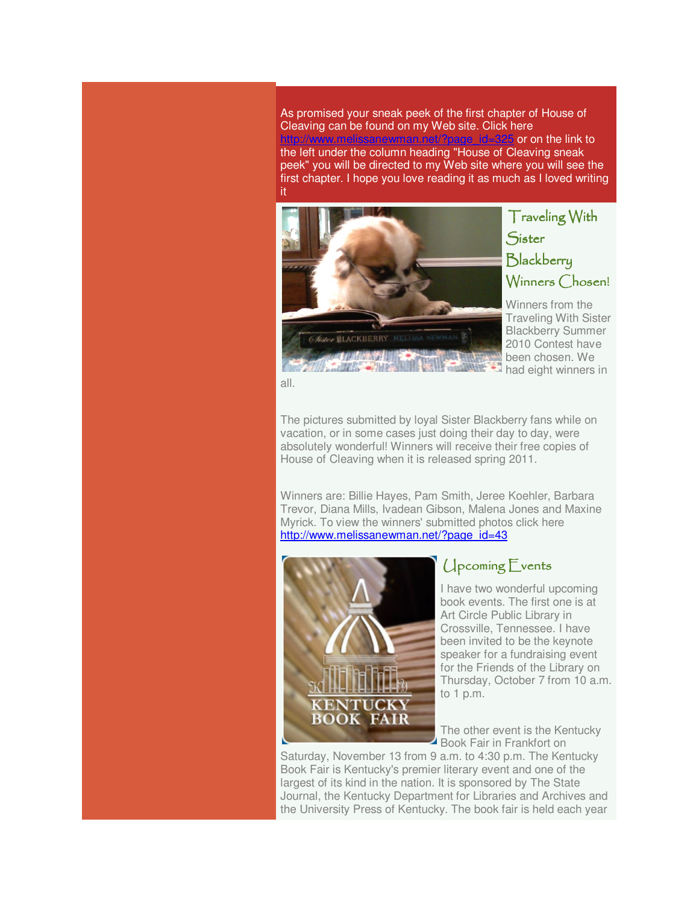As promised your sneak peek of the first chapter of House of Cleaving can be found on my Web site. Click here http://www.melissanewman.net/?page_id=325 or on the link to the left under the column heading "House of Cleaving sneak peek" you will be directed to my Web site where you will see the first chapter. I hope you love reading it as much as I loved writing it

## Traveling With Sister Blackberry Winners Chosen!

Winners from the Traveling With Sister Blackberry Summer 2010 Contest have been chosen. We had eight winners in all.

The pictures submitted by loyal Sister Blackberry fans while on vacation, or in some cases just doing their day to day, were absolutely wonderful! Winners will receive their free copies of House of Cleaving when it is released spring 2011.

Winners are: Billie Hayes, Pam Smith, Jeree Koehler, Barbara Trevor, Diana Mills, Ivadean Gibson, Malena Jones and Maxine Myrick. To view the winners' submitted photos click here http://www.melissanewman.net/?page_id=43

## Upcoming Events

I have two wonderful upcoming book events. The first one is at Art Circle Public Library in Crossville, Tennessee. I have been invited to be the keynote speaker for a fundraising event for the Friends of the Library on Thursday, October 7 from 10 a.m. to 1 p.m.

The other event is the Kentucky Book Fair in Frankfort on Saturday, November 13 from 9 a.m. to 4:30 p.m. The Kentucky Book Fair is Kentucky's premier literary event and one of the largest of its kind in the nation. It is sponsored by The State Journal, the Kentucky Department for Libraries and Archives and the University Press of Kentucky. The book fair is held each year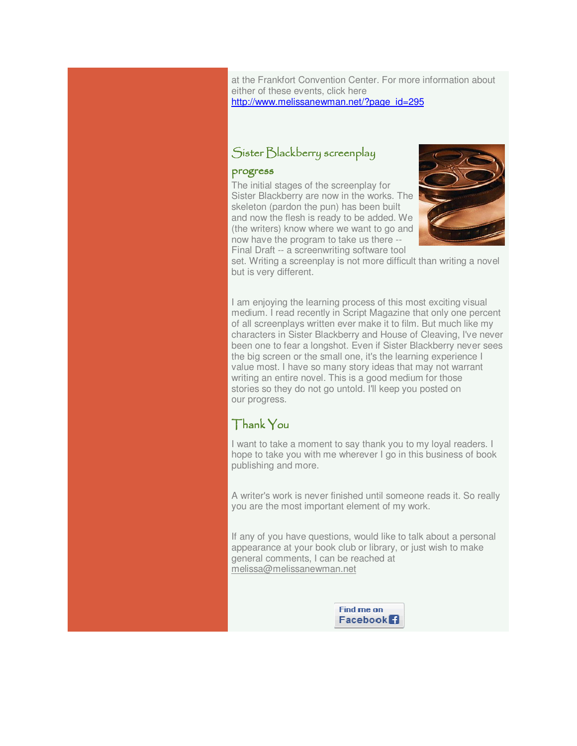at the Frankfort Convention Center. For more information about either of these events, click here http://www.melissanewman.net/?page_id=295

## Sister Blackberry screenplay progress

The initial stages of the screenplay for Sister Blackberry are now in the works. The skeleton (pardon the pun) has been built and now the flesh is ready to be added. We (the writers) know where we want to go and now have the program to take us there -- Final Draft -- a screenwriting software tool set. Writing a screenplay is not more difficult than writing a novel but is very different.

I am enjoying the learning process of this most exciting visual medium. I read recently in Script Magazine that only one percent of all screenplays written ever make it to film. But much like my characters in Sister Blackberry and House of Cleaving, I've never been one to fear a longshot. Even if Sister Blackberry never sees the big screen or the small one, it's the learning experience I value most. I have so many story ideas that may not warrant writing an entire novel. This is a good medium for those stories so they do not go untold. I'll keep you posted on our progress.

## Thank You

I want to take a moment to say thank you to my loyal readers. I hope to take you with me wherever I go in this business of book publishing and more.

A writer's work is never finished until someone reads it. So really you are the most important element of my work.

If any of you have questions, would like to talk about a personal appearance at your book club or library, or just wish to make general comments, I can be reached at melissa@melissanewman.net

Find me on Facebook